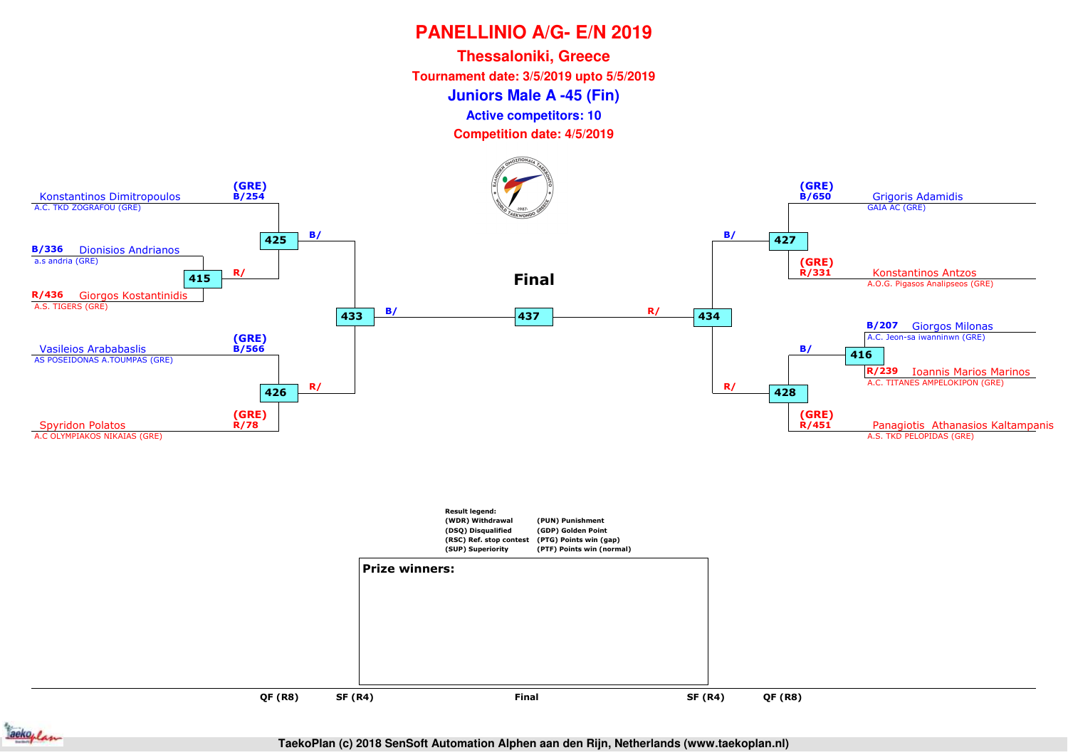# PANELLINIO A/G- E/N 2019

## Thessaloniki, Greece

**Tournament date: 3/5/2019 upto 5/5/2019**

### Juniors Male A -45 (Fin)

**Active competitors: 10**

**Competition date: 4/5/2019**

## Final

### Left side of bracket

| Seed | Competitor | Club | Match |
|---|---|---|---|
| (GRE) B/254 | Konstantinos Dimitropoulos | A.C. TKD ZOGRAFOU (GRE) | 425 |
| B/336 | Dionisios Andrianos | a.s andria (GRE) | 415 |
| R/436 | Giorgos Kostantinidis | A.S. TIGERS (GRE) | 415 |
| (GRE) B/566 | Vasileios Arababaslis | AS POSEIDONAS A.TOUMPAS (GRE) | 426 |
| (GRE) R/78 | Spyridon Polatos | A.C OLYMPIAKOS NIKAIAS (GRE) | 426 |

- Match 415: winner → R/ in match 425
- Match 425: winner → B/ in match 433
- Match 426: winner → R/ in match 433
- Match 433: winner → B/ in match 437 (Final)

### Right side of bracket

| Seed | Competitor | Club | Match |
|---|---|---|---|
| (GRE) B/650 | Grigoris Adamidis | GAIA AC (GRE) | 427 |
| (GRE) R/331 | Konstantinos Antzos | A.O.G. Pigasos Analipseos (GRE) | 427 |
| B/207 | Giorgos Milonas | A.C. Jeon-sa iwanninwn (GRE) | 416 |
| R/239 | Ioannis Marios Marinos | A.C. TITANES AMPELOKIPON (GRE) | 416 |
| (GRE) R/451 | Panagiotis Athanasios Kaltampanis | A.S. TKD PELOPIDAS (GRE) | 428 |

- Match 427: winner → B/ in match 434
- Match 416: winner → B/ in match 428
- Match 428: winner → R/ in match 434
- Match 434: winner → R/ in match 437 (Final)

QF (R8) | SF (R4) | Final | SF (R4) | QF (R8)

**Result legend:**

| | |
|---|---|
| (WDR) Withdrawal | (PUN) Punishment |
| (DSQ) Disqualified | (GDP) Golden Point |
| (RSC) Ref. stop contest | (PTG) Points win (gap) |
| (SUP) Superiority | (PTF) Points win (normal) |

**Prize winners:**

TaekoPlan (c) 2018 SenSoft Automation Alphen aan den Rijn, Netherlands (www.taekoplan.nl)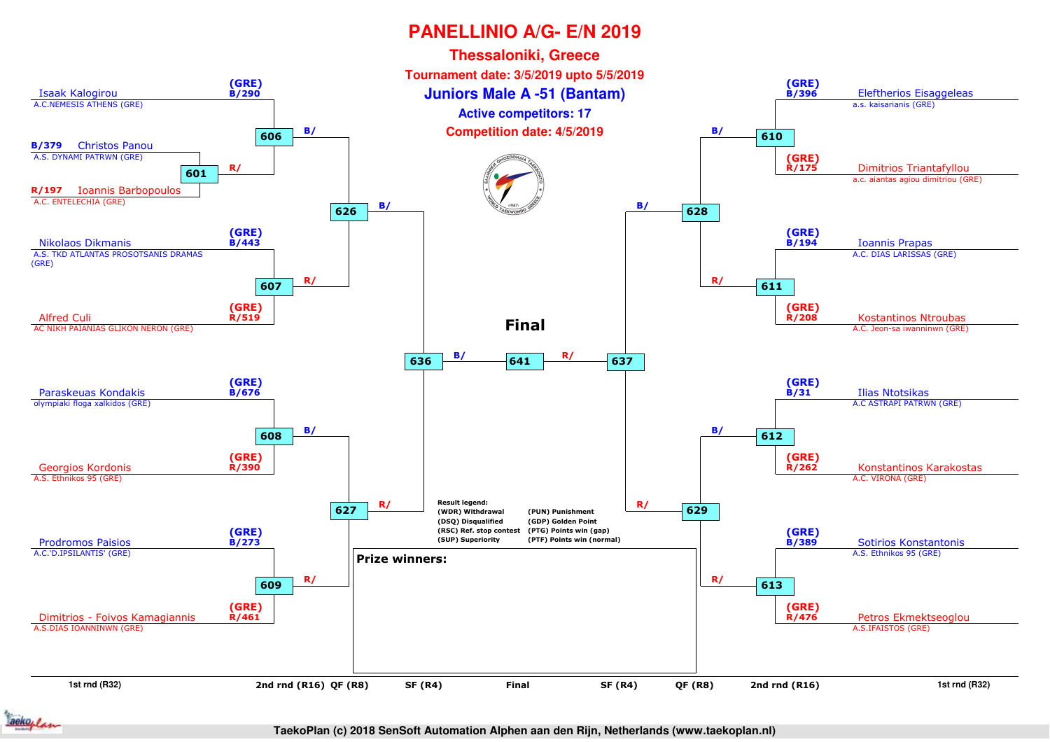# PANELLINIO A/G- E/N 2019

## Thessaloniki, Greece

**Tournament date: 3/5/2019 upto 5/5/2019**

## Juniors Male A -51 (Bantam)

**Active competitors: 17**

**Competition date: 4/5/2019**

### Left side of bracket

| Match | Blue (B) | Red (R) |
|---|---|---|
| 601 | B/379 Christos Panou – A.S. DYNAMI PATRWN (GRE) | R/197 Ioannis Barbopoulos – A.C. ENTELECHIA (GRE) |
| 606 | B/290 Isaak Kalogirou – A.C.NEMESIS ATHENS (GRE) | R/ (winner 601) |
| 607 | B/443 Nikolaos Dikmanis – A.S. TKD ATLANTAS PROSOTSANIS DRAMAS (GRE) | R/519 Alfred Culi – AC NIKH PAIANIAS GLIKON NERON (GRE) |
| 608 | B/676 Paraskeuas Kondakis – olympiaki floga xalkidos (GRE) | R/390 Georgios Kordonis – A.S. Ethnikos 95 (GRE) |
| 609 | B/273 Prodromos Paisios – A.C.'D.IPSILANTIS' (GRE) | R/461 Dimitrios - Foivos Kamagiannis – A.S.DIAS IOANNINWN (GRE) |
| 626 | B/ (winner 606) | R/ (winner 607) |
| 627 | B/ (winner 608) | R/ (winner 609) |
| 636 | B/ (winner 626) | R/ (winner 627) |

### Right side of bracket

| Match | Blue (B) | Red (R) |
|---|---|---|
| 610 | B/396 Eleftherios Eisaggeleas – a.s. kaisarianis (GRE) | R/175 Dimitrios Triantafyllou – a.c. aiantas agiou dimitriou (GRE) |
| 611 | B/194 Ioannis Prapas – A.C. DIAS LARISSAS (GRE) | R/208 Kostantinos Ntroubas – A.C. Jeon-sa iwanninwn (GRE) |
| 612 | B/31 Ilias Ntotsikas – A.C ASTRAPI PATRWN (GRE) | R/262 Konstantinos Karakostas – A.C. VIRONA (GRE) |
| 613 | B/389 Sotirios Konstantonis – A.S. Ethnikos 95 (GRE) | R/476 Petros Ekmektseoglou – A.S.IFAISTOS (GRE) |
| 628 | B/ (winner 610) | R/ (winner 611) |
| 629 | B/ (winner 612) | R/ (winner 613) |
| 637 | B/ (winner 628) | R/ (winner 629) |

### Final

| Match | Blue (B) | Red (R) |
|---|---|---|
| 641 | B/ (winner 636) | R/ (winner 637) |

Rounds: 1st rnd (R32) – 2nd rnd (R16) – QF (R8) – SF (R4) – Final – SF (R4) – QF (R8) – 2nd rnd (R16) – 1st rnd (R32)

**Result legend:**

- (WDR) Withdrawal
- (DSQ) Disqualified
- (RSC) Ref. stop contest
- (SUP) Superiority
- (PUN) Punishment
- (GDP) Golden Point
- (PTG) Points win (gap)
- (PTF) Points win (normal)

**Prize winners:**

TaekoPlan (c) 2018 SenSoft Automation Alphen aan den Rijn, Netherlands (www.taekoplan.nl)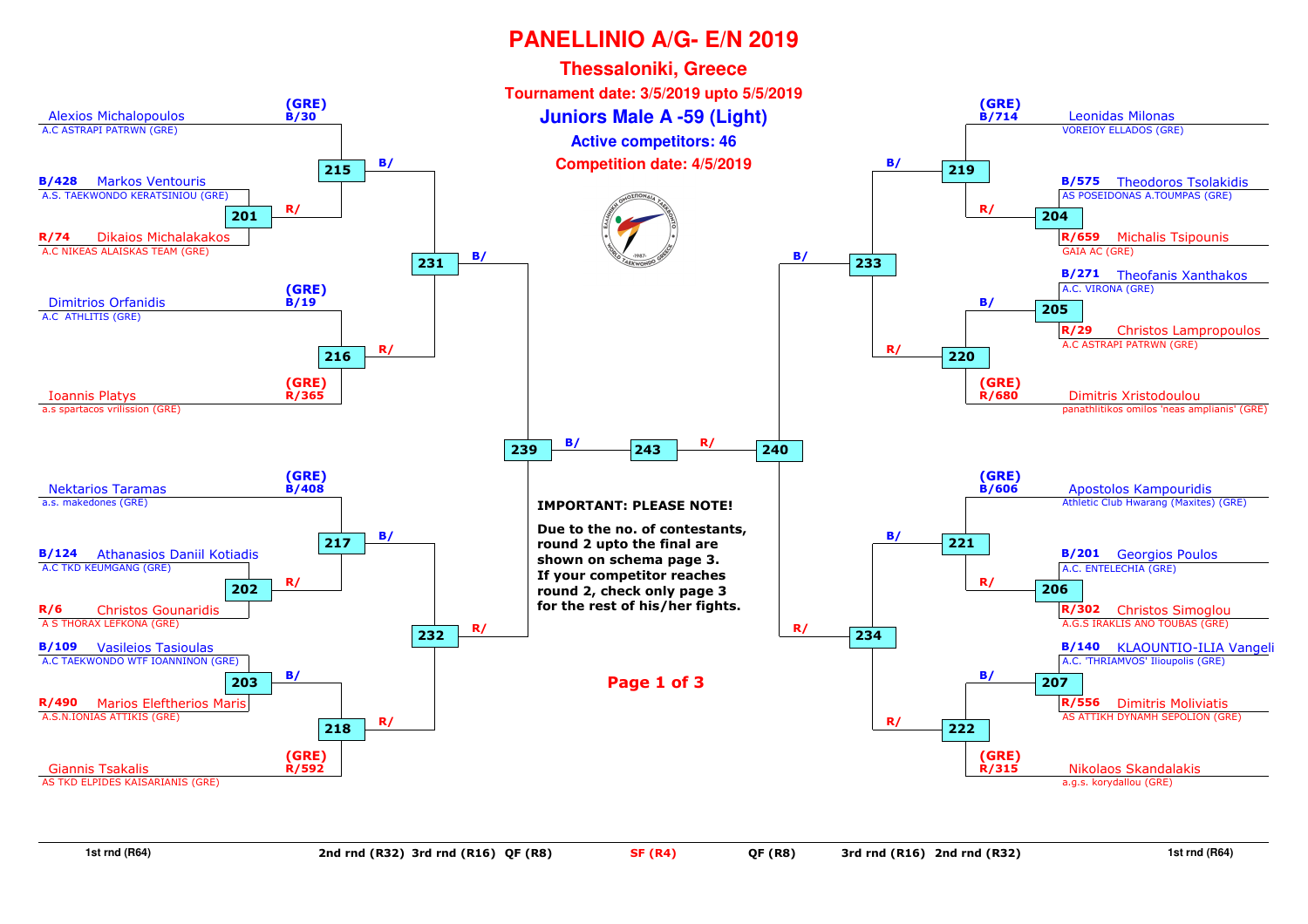# PANELLINIO A/G- E/N 2019

## Thessaloniki, Greece

**Tournament date: 3/5/2019 upto 5/5/2019**

## Juniors Male A -59 (Light)

**Active competitors: 46**

**Competition date: 4/5/2019**

### Left half of bracket

| Match | Blue (B/) | Red (R/) |
|---|---|---|
| 201 | B/428 Markos Ventouris – A.S. TAEKWONDO KERATSINIOU (GRE) | R/74 Dikaios Michalakakos – A.C NIKEAS ALAISKAS TEAM (GRE) |
| 202 | B/124 Athanasios Daniil Kotiadis – A.C TKD KEUMGANG (GRE) | R/6 Christos Gounaridis – A S THORAX LEFKONA (GRE) |
| 203 | B/109 Vasileios Tasioulas – A.C TAEKWONDO WTF IOANNINON (GRE) | R/490 Marios Eleftherios Maris – A.S.N.IONIAS ATTIKIS (GRE) |
| 215 | (GRE) B/30 Alexios Michalopoulos – A.C ASTRAPI PATRWN (GRE) | Winner of 201 |
| 216 | (GRE) B/19 Dimitrios Orfanidis – A.C ATHLITIS (GRE) | (GRE) R/365 Ioannis Platys – a.s spartacos vrilission (GRE) |
| 217 | (GRE) B/408 Nektarios Taramas – a.s. makedones (GRE) | Winner of 202 |
| 218 | Winner of 203 | (GRE) R/592 Giannis Tsakalis – AS TKD ELPIDES KAISARIANIS (GRE) |
| 231 | Winner of 215 | Winner of 216 |
| 232 | Winner of 217 | Winner of 218 |
| 239 | Winner of 231 | Winner of 232 |

### Right half of bracket

| Match | Blue (B/) | Red (R/) |
|---|---|---|
| 204 | B/575 Theodoros Tsolakidis – AS POSEIDONAS A.TOUMPAS (GRE) | R/659 Michalis Tsipounis – GAIA AC (GRE) |
| 205 | B/271 Theofanis Xanthakos – A.C. VIRONA (GRE) | R/29 Christos Lampropoulos – A.C ASTRAPI PATRWN (GRE) |
| 206 | B/201 Georgios Poulos – A.C. ENTELECHIA (GRE) | R/302 Christos Simoglou – A.G.S IRAKLIS ANO TOUBAS (GRE) |
| 207 | B/140 KLAOUNTIO-ILIA Vangeli – A.C. 'THRIAMVOS' Ilioupolis (GRE) | R/556 Dimitris Moliviatis – AS ATTIKH DYNAMH SEPOLION (GRE) |
| 219 | (GRE) B/714 Leonidas Milonas – VOREIOY ELLADOS (GRE) | Winner of 204 |
| 220 | Winner of 205 | (GRE) R/680 Dimitris Xristodoulou – panathlitikos omilos 'neas amplianis' (GRE) |
| 221 | (GRE) B/606 Apostolos Kampouridis – Athletic Club Hwarang (Maxites) (GRE) | Winner of 206 |
| 222 | Winner of 207 | (GRE) R/315 Nikolaos Skandalakis – a.g.s. korydallou (GRE) |
| 233 | Winner of 219 | Winner of 220 |
| 234 | Winner of 221 | Winner of 222 |
| 240 | Winner of 233 | Winner of 234 |

### Final

| Match | Blue (B/) | Red (R/) |
|---|---|---|
| 243 | Winner of 239 | Winner of 240 |

**IMPORTANT: PLEASE NOTE!**

**Due to the no. of contestants, round 2 upto the final are shown on schema page 3. If your competitor reaches round 2, check only page 3 for the rest of his/her fights.**

**Page 1 of 3**

1st rnd (R64) | 2nd rnd (R32) | 3rd rnd (R16) | QF (R8) | SF (R4) | QF (R8) | 3rd rnd (R16) | 2nd rnd (R32) | 1st rnd (R64)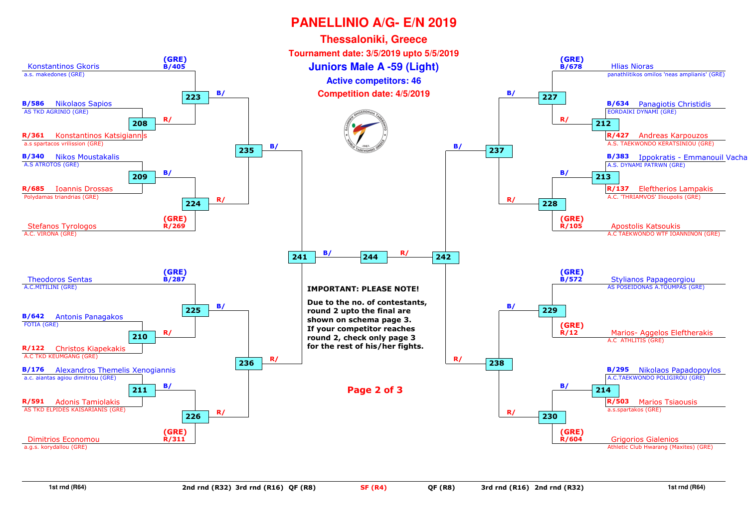# PANELLINIO A/G- E/N 2019

## Thessaloniki, Greece

**Tournament date: 3/5/2019 upto 5/5/2019**

## Juniors Male A -59 (Light)

**Active competitors: 46**

**Competition date: 4/5/2019**

### Left bracket

| Position | Competitor | Club | Match |
|---|---|---|---|
| (GRE) B/405 | Konstantinos Gkoris | a.s. makedones (GRE) | 223 (B/) |
| B/586 | Nikolaos Sapios | AS TKD AGRINIO (GRE) | 208 → 223 (R/) |
| R/361 | Konstantinos Katsigiannis | a.s spartacos vrilission (GRE) | 208 |
| B/340 | Nikos Moustakalis | A.S ATROTOS (GRE) | 209 → 224 (B/) |
| R/685 | Ioannis Drossas | Polydamas triandrias (GRE) | 209 |
| (GRE) R/269 | Stefanos Tyrologos | A.C. VIRONA (GRE) | 224 (R/) |
| (GRE) B/287 | Theodoros Sentas | A.C.MITILINI (GRE) | 225 (B/) |
| B/642 | Antonis Panagakos | FOTIA (GRE) | 210 → 225 (R/) |
| R/122 | Christos Kiapekakis | A.C TKD KEUMGANG (GRE) | 210 |
| B/176 | Alexandros Themelis Xenogiannis | a.c. aiantas agiou dimitriou (GRE) | 211 → 226 (B/) |
| R/591 | Adonis Tamiolakis | AS TKD ELPIDES KAISARIANIS (GRE) | 211 |
| (GRE) R/311 | Dimitrios Economou | a.g.s. korydallou (GRE) | 226 (R/) |

- 223 (B/) and 224 (R/) → 235
- 225 (B/) and 226 (R/) → 236
- 235 (B/) and 236 (R/) → 241

### Right bracket

| Position | Competitor | Club | Match |
|---|---|---|---|
| (GRE) B/678 | Hlias Nioras | panathlitikos omilos 'neas amplianis' (GRE) | 227 (B/) |
| B/634 | Panagiotis Christidis | EORDAIKI DYNAMI (GRE) | 212 → 227 (R/) |
| R/427 | Andreas Karpouzos | A.S. TAEKWONDO KERATSINIOU (GRE) | 212 |
| B/383 | Ippokratis - Emmanouil Vacha | A.S. DYNAMI PATRWN (GRE) | 213 → 228 (B/) |
| R/137 | Eleftherios Lampakis | A.C. 'THRIAMVOS' Ilioupolis (GRE) | 213 |
| (GRE) R/105 | Apostolis Katsoukis | A.C TAEKWONDO WTF IOANNINON (GRE) | 228 (R/) |
| (GRE) B/572 | Stylianos Papageorgiou | AS POSEIDONAS A.TOUMPAS (GRE) | 229 (B/) |
| (GRE) R/12 | Marios- Aggelos Eleftherakis | A.C ATHLITIS (GRE) | 229 (R/) |
| B/295 | Nikolaos Papadopoylos | A.C.TAEKWONDO POLIGIROU (GRE) | 214 → 230 (B/) |
| R/503 | Marios Tsiaousis | a.s.spartakos (GRE) | 214 |
| (GRE) R/604 | Grigorios Gialenios | Athletic Club Hwarang (Maxites) (GRE) | 230 (R/) |

- 227 (B/) and 228 (R/) → 237
- 229 (B/) and 230 (R/) → 238
- 237 (B/) and 238 (R/) → 242

### Final

- 241 (B/) and 242 (R/) → 244

**IMPORTANT: PLEASE NOTE!**

**Due to the no. of contestants, round 2 upto the final are shown on schema page 3. If your competitor reaches round 2, check only page 3 for the rest of his/her fights.**

1st rnd (R64) | 2nd rnd (R32) | 3rd rnd (R16) | QF (R8) | SF (R4) | QF (R8) | 3rd rnd (R16) | 2nd rnd (R32) | 1st rnd (R64)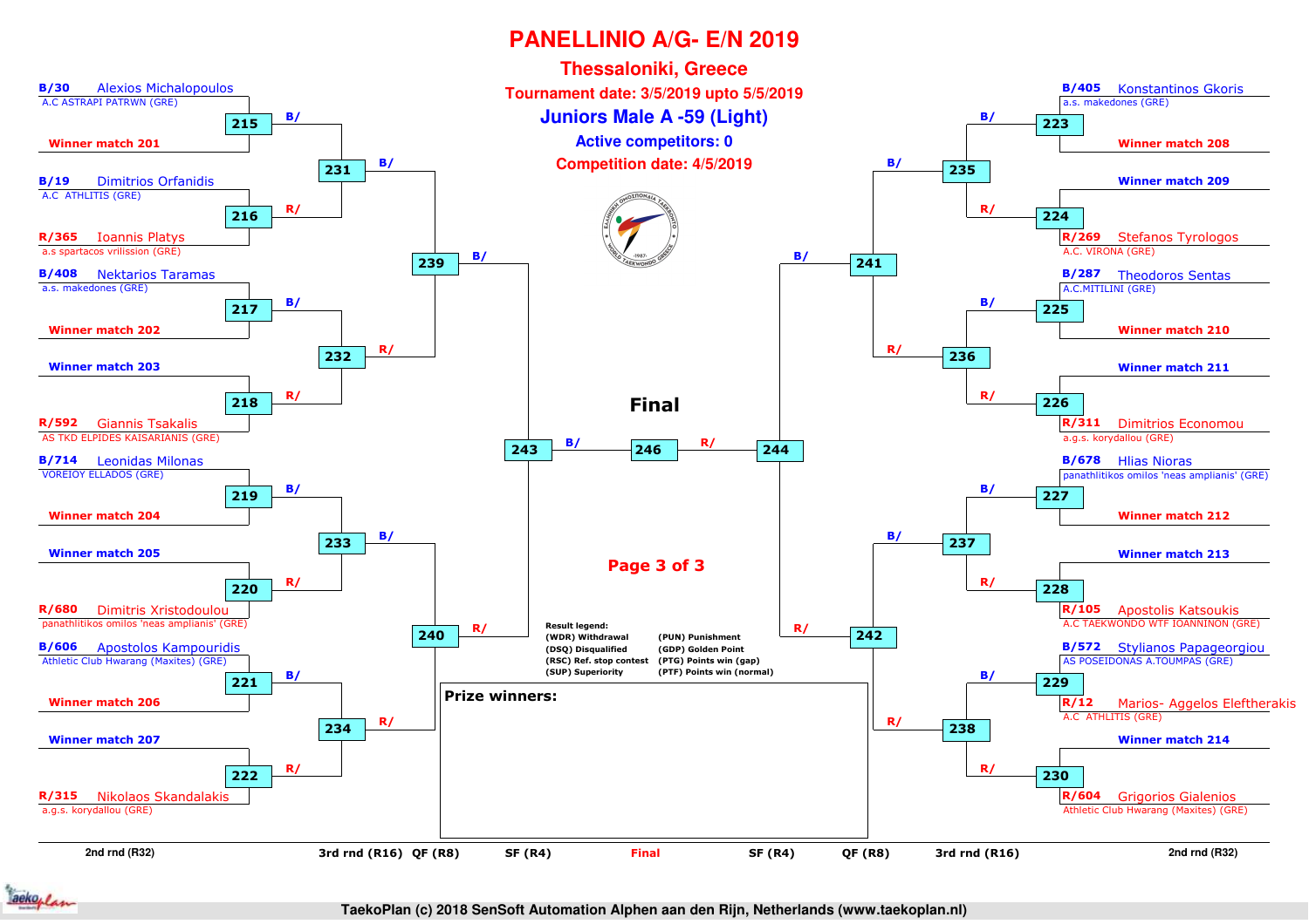# PANELLINIO A/G- E/N 2019

## Thessaloniki, Greece

**Tournament date: 3/5/2019 upto 5/5/2019**

## Juniors Male A -59 (Light)

**Active competitors: 0**

**Competition date: 4/5/2019**

### Left side

| 2nd rnd (R32) | Match | 3rd rnd (R16) | QF (R8) | SF (R4) |
|---|---|---|---|---|
| B/30 Alexios Michalopoulos – A.C ASTRAPI PATRWN (GRE) | 215 | 231 | 239 | 243 |
| Winner match 201 | 215 | 231 | 239 | 243 |
| B/19 Dimitrios Orfanidis – A.C ATHLITIS (GRE) | 216 | 231 | 239 | 243 |
| R/365 Ioannis Platys – a.s spartacos vrilission (GRE) | 216 | 231 | 239 | 243 |
| B/408 Nektarios Taramas – a.s. makedones (GRE) | 217 | 232 | 239 | 243 |
| Winner match 202 | 217 | 232 | 239 | 243 |
| Winner match 203 | 218 | 232 | 239 | 243 |
| R/592 Giannis Tsakalis – AS TKD ELPIDES KAISARIANIS (GRE) | 218 | 232 | 239 | 243 |
| B/714 Leonidas Milonas – VOREIOY ELLADOS (GRE) | 219 | 233 | 240 | 243 |
| Winner match 204 | 219 | 233 | 240 | 243 |
| Winner match 205 | 220 | 233 | 240 | 243 |
| R/680 Dimitris Xristodoulou – panathlitikos omilos 'neas amplianis' (GRE) | 220 | 233 | 240 | 243 |
| B/606 Apostolos Kampouridis – Athletic Club Hwarang (Maxites) (GRE) | 221 | 234 | 240 | 243 |
| Winner match 206 | 221 | 234 | 240 | 243 |
| Winner match 207 | 222 | 234 | 240 | 243 |
| R/315 Nikolaos Skandalakis – a.g.s. korydallou (GRE) | 222 | 234 | 240 | 243 |

### Right side

| 2nd rnd (R32) | Match | 3rd rnd (R16) | QF (R8) | SF (R4) |
|---|---|---|---|---|
| B/405 Konstantinos Gkoris – a.s. makedones (GRE) | 223 | 235 | 241 | 244 |
| Winner match 208 | 223 | 235 | 241 | 244 |
| Winner match 209 | 224 | 235 | 241 | 244 |
| R/269 Stefanos Tyrologos – A.C. VIRONA (GRE) | 224 | 235 | 241 | 244 |
| B/287 Theodoros Sentas – A.C.MITILINI (GRE) | 225 | 236 | 241 | 244 |
| Winner match 210 | 225 | 236 | 241 | 244 |
| Winner match 211 | 226 | 236 | 241 | 244 |
| R/311 Dimitrios Economou – a.g.s. korydallou (GRE) | 226 | 236 | 241 | 244 |
| B/678 Hlias Nioras – panathlitikos omilos 'neas amplianis' (GRE) | 227 | 237 | 242 | 244 |
| Winner match 212 | 227 | 237 | 242 | 244 |
| Winner match 213 | 228 | 237 | 242 | 244 |
| R/105 Apostolis Katsoukis – A.C TAEKWONDO WTF IOANNINON (GRE) | 228 | 237 | 242 | 244 |
| B/572 Stylianos Papageorgiou – AS POSEIDONAS A.TOUMPAS (GRE) | 229 | 238 | 242 | 244 |
| R/12 Marios- Aggelos Eleftherakis – A.C ATHLITIS (GRE) | 229 | 238 | 242 | 244 |
| Winner match 214 | 230 | 238 | 242 | 244 |
| R/604 Grigorios Gialenios – Athletic Club Hwarang (Maxites) (GRE) | 230 | 238 | 242 | 244 |

### Final

Match 246: B/ (winner 243) vs R/ (winner 244)

**Result legend:**

- (WDR) Withdrawal
- (DSQ) Disqualified
- (RSC) Ref. stop contest
- (SUP) Superiority
- (PUN) Punishment
- (GDP) Golden Point
- (PTG) Points win (gap)
- (PTF) Points win (normal)

**Prize winners:**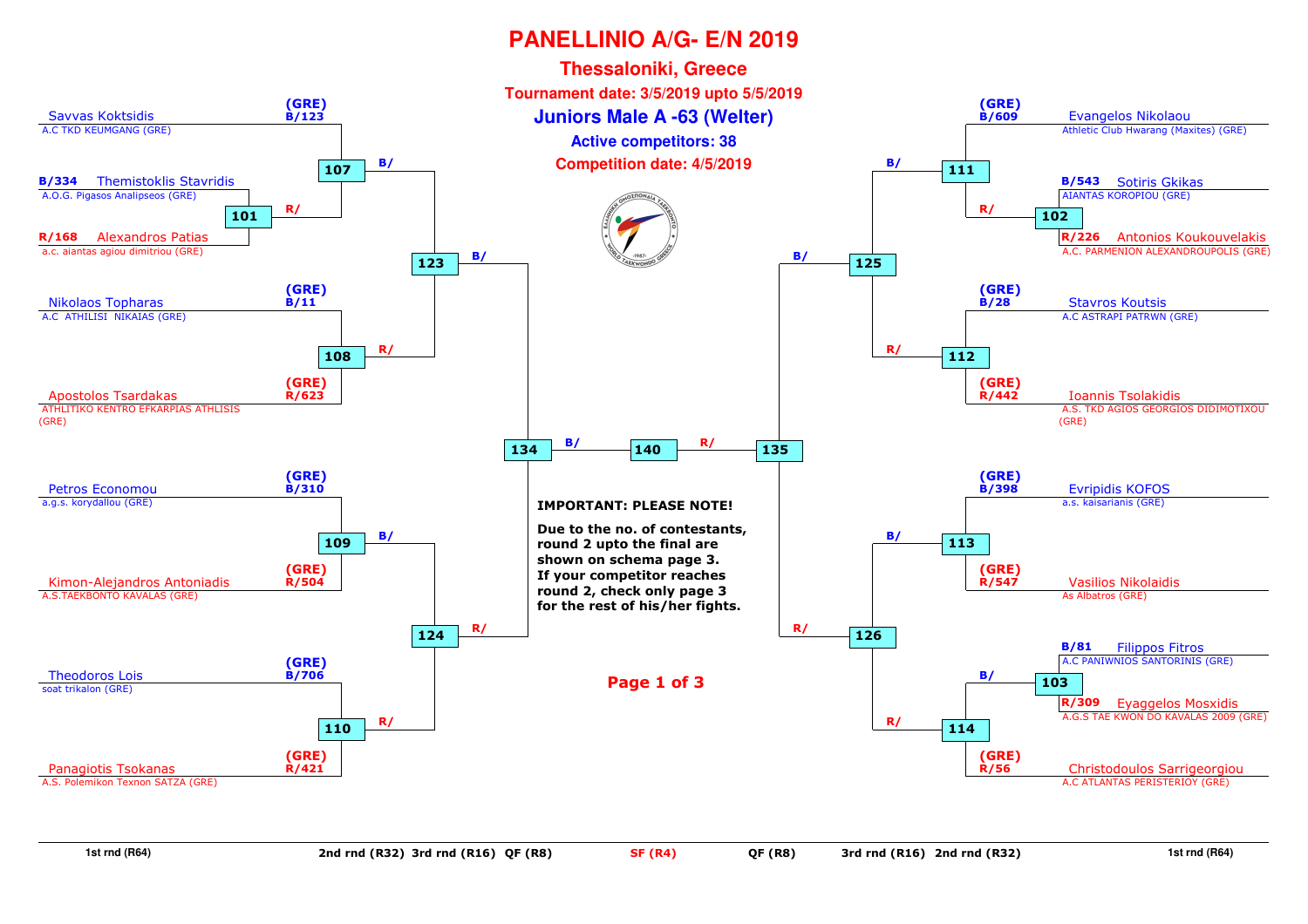# PANELLINIO A/G- E/N 2019

## Thessaloniki, Greece

**Tournament date: 3/5/2019 upto 5/5/2019**

## Juniors Male A -63 (Welter)

**Active competitors: 38**

**Competition date: 4/5/2019**

### Left side of bracket

| Match | Blue | Red |
| --- | --- | --- |
| 101 | B/334 Themistoklis Stavridis — A.O.G. Pigasos Analipseos (GRE) | R/168 Alexandros Patias — a.c. aiantas agiou dimitriou (GRE) |
| 107 | (GRE) B/123 Savvas Koktsidis — A.C TKD KEUMGANG (GRE) | R/ (winner 101) |
| 108 | (GRE) B/11 Nikolaos Topharas — A.C ATHILISI NIKAIAS (GRE) | (GRE) R/623 Apostolos Tsardakas — ATHLITIKO KENTRO EFKARPIAS ATHLISIS (GRE) |
| 109 | (GRE) B/310 Petros Economou — a.g.s. korydallou (GRE) | (GRE) R/504 Kimon-Alejandros Antoniadis — A.S.TAEKBONTO KAVALAS (GRE) |
| 110 | (GRE) B/706 Theodoros Lois — soat trikalon (GRE) | (GRE) R/421 Panagiotis Tsokanas — A.S. Polemikon Texnon SATZA (GRE) |
| 123 | B/ (winner 107) | R/ (winner 108) |
| 124 | B/ (winner 109) | R/ (winner 110) |
| 134 | B/ (winner 123) | R/ (winner 124) |

### Right side of bracket

| Match | Blue | Red |
| --- | --- | --- |
| 102 | B/543 Sotiris Gkikas — AIANTAS KOROPIOU (GRE) | R/226 Antonios Koukouvelakis — A.C. PARMENION ALEXANDROUPOLIS (GRE) |
| 103 | B/81 Filippos Fitros — A.C PANIWNIOS SANTORINIS (GRE) | R/309 Eyaggelos Mosxidis — A.G.S TAE KWON DO KAVALAS 2009 (GRE) |
| 111 | (GRE) B/609 Evangelos Nikolaou — Athletic Club Hwarang (Maxites) (GRE) | R/ (winner 102) |
| 112 | (GRE) B/28 Stavros Koutsis — A.C ASTRAPI PATRWN (GRE) | (GRE) R/442 Ioannis Tsolakidis — A.S. TKD AGIOS GEORGIOS DIDIMOTIXOU (GRE) |
| 113 | (GRE) B/398 Evripidis KOFOS — a.s. kaisarianis (GRE) | (GRE) R/547 Vasilios Nikolaidis — As Albatros (GRE) |
| 114 | B/ (winner 103) | (GRE) R/56 Christodoulos Sarrigeorgiou — A.C ATLANTAS PERISTERIOY (GRE) |
| 125 | B/ (winner 111) | R/ (winner 112) |
| 126 | B/ (winner 113) | R/ (winner 114) |
| 135 | B/ (winner 125) | R/ (winner 126) |

### Final

| Match | Blue | Red |
| --- | --- | --- |
| 140 | B/ (winner 134) | R/ (winner 135) |

**IMPORTANT: PLEASE NOTE!**

**Due to the no. of contestants, round 2 upto the final are shown on schema page 3. If your competitor reaches round 2, check only page 3 for the rest of his/her fights.**

**Page 1 of 3**

1st rnd (R64) | 2nd rnd (R32) | 3rd rnd (R16) | QF (R8) | SF (R4) | QF (R8) | 3rd rnd (R16) | 2nd rnd (R32) | 1st rnd (R64)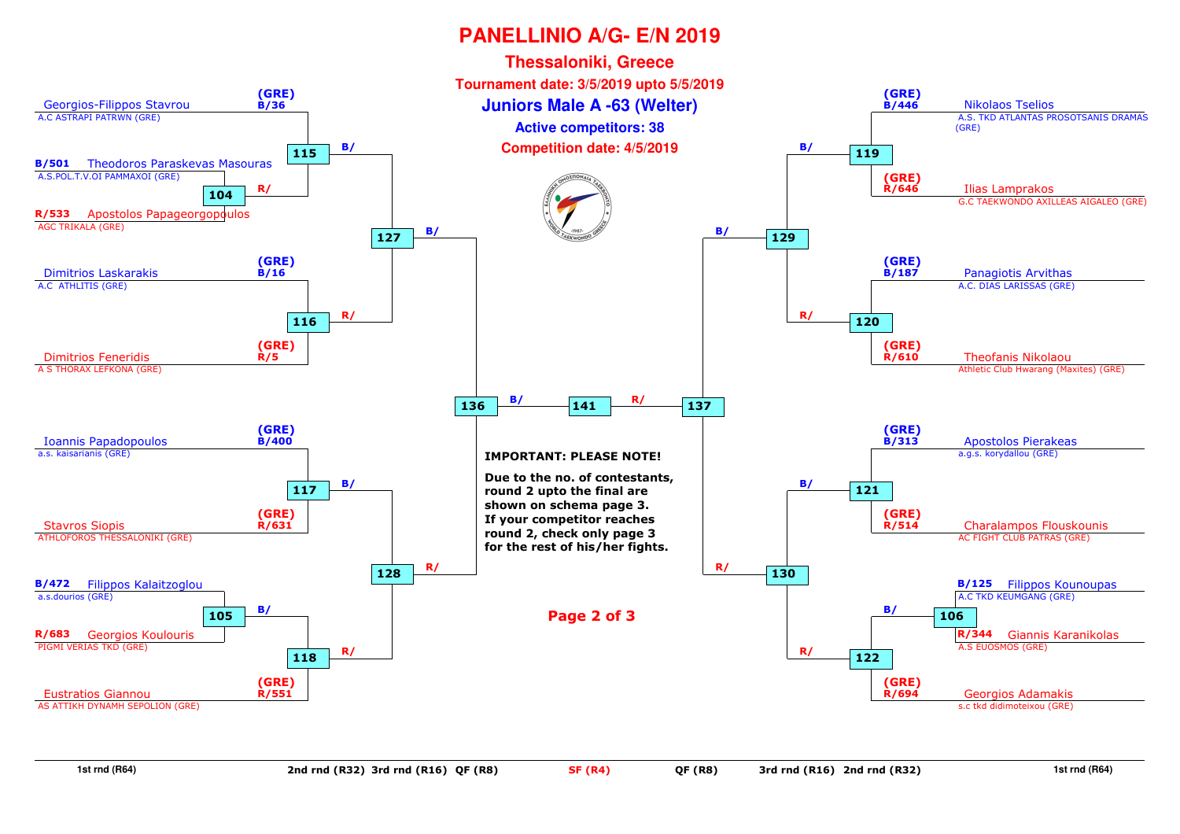# PANELLINIO A/G- E/N 2019

## Thessaloniki, Greece

**Tournament date: 3/5/2019 upto 5/5/2019**

## Juniors Male A -63 (Welter)

**Active competitors: 38**

**Competition date: 4/5/2019**

### Left side

| Competitor | Club | Seed | Match |
|---|---|---|---|
| Georgios-Filippos Stavrou | A.C ASTRAPI PATRWN (GRE) | (GRE) B/36 | 115 |
| Theodoros Paraskevas Masouras | A.S.POL.T.V.OI PAMMAXOI (GRE) | B/501 | 104 |
| Apostolos Papageorgopoulos | AGC TRIKALA (GRE) | R/533 | 104 |
| Dimitrios Laskarakis | A.C ATHLITIS (GRE) | (GRE) B/16 | 116 |
| Dimitrios Feneridis | A S THORAX LEFKONA (GRE) | (GRE) R/5 | 116 |
| Ioannis Papadopoulos | a.s. kaisarianis (GRE) | (GRE) B/400 | 117 |
| Stavros Siopis | ATHLOFOROS THESSALONIKI (GRE) | (GRE) R/631 | 117 |
| Filippos Kalaitzoglou | a.s.dourios (GRE) | B/472 | 105 |
| Georgios Koulouris | PIGMI VERIAS TKD (GRE) | R/683 | 105 |
| Eustratios Giannou | AS ATTIKH DYNAMH SEPOLION (GRE) | (GRE) R/551 | 118 |

Bracket: 104 winner (R/) → 115; 115 (B/) and 116 (R/) → 127; 105 winner (B/) → 118; 117 (B/) and 118 (R/) → 128; 127 (B/) and 128 (R/) → 136.

### Right side

| Competitor | Club | Seed | Match |
|---|---|---|---|
| Nikolaos Tselios | A.S. TKD ATLANTAS PROSOTSANIS DRAMAS (GRE) | (GRE) B/446 | 119 |
| Ilias Lamprakos | G.C TAEKWONDO AXILLEAS AIGALEO (GRE) | (GRE) R/646 | 119 |
| Panagiotis Arvithas | A.C. DIAS LARISSAS (GRE) | (GRE) B/187 | 120 |
| Theofanis Nikolaou | Athletic Club Hwarang (Maxites) (GRE) | (GRE) R/610 | 120 |
| Apostolos Pierakeas | a.g.s. korydallou (GRE) | (GRE) B/313 | 121 |
| Charalampos Flouskounis | AC FIGHT CLUB PATRAS (GRE) | (GRE) R/514 | 121 |
| Filippos Kounoupas | A.C TKD KEUMGANG (GRE) | B/125 | 106 |
| Giannis Karanikolas | A.S EUOSMOS (GRE) | R/344 | 106 |
| Georgios Adamakis | s.c tkd didimoteixou (GRE) | (GRE) R/694 | 122 |

Bracket: 119 (B/) and 120 (R/) → 129; 106 winner (B/) → 122; 121 (B/) and 122 (R/) → 130; 129 (B/) and 130 (R/) → 137.

Semifinals: 136 (B/) and 137 (R/) → 141

**IMPORTANT: PLEASE NOTE!**

**Due to the no. of contestants, round 2 upto the final are shown on schema page 3. If your competitor reaches round 2, check only page 3 for the rest of his/her fights.**

**Page 2 of 3**

1st rnd (R64) | 2nd rnd (R32) | 3rd rnd (R16) | QF (R8) | SF (R4) | QF (R8) | 3rd rnd (R16) | 2nd rnd (R32) | 1st rnd (R64)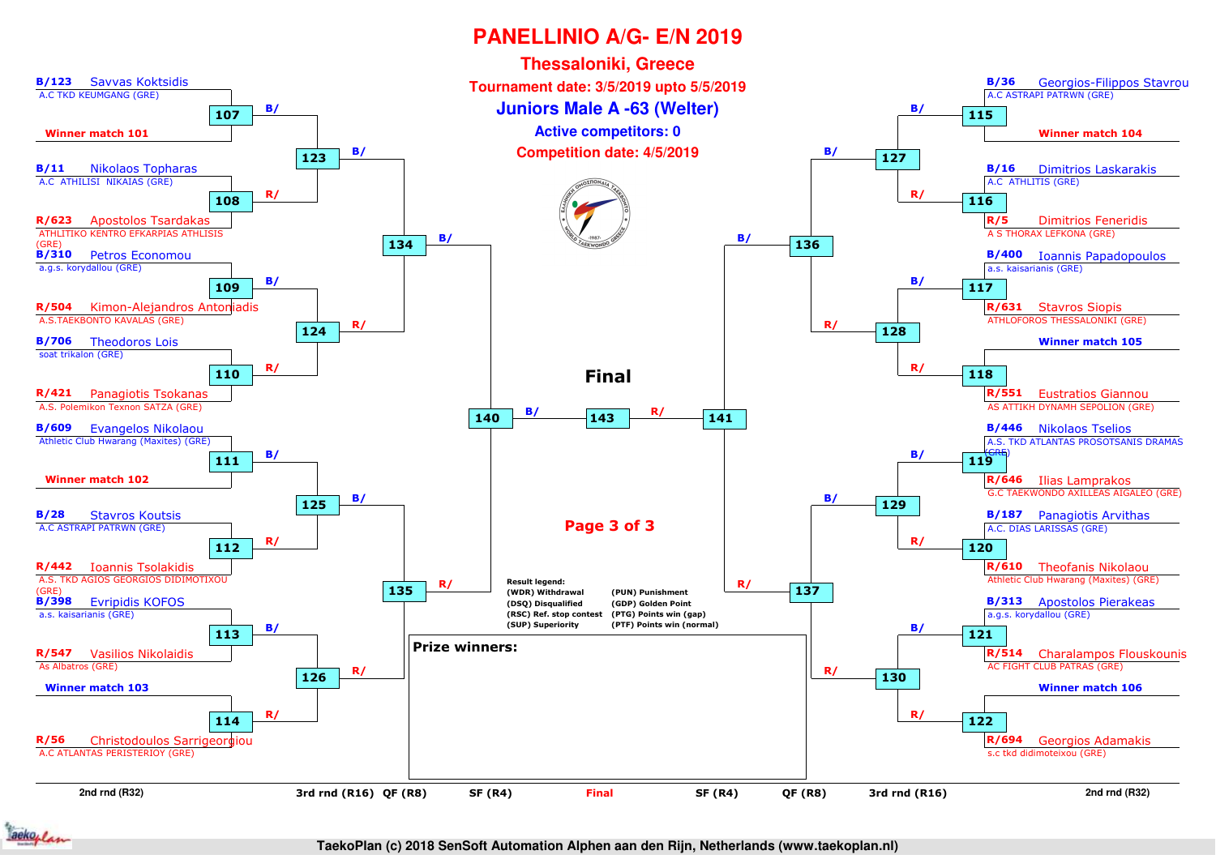# PANELLINIO A/G- E/N 2019

## Thessaloniki, Greece

**Tournament date: 3/5/2019 upto 5/5/2019**

## Juniors Male A -63 (Welter)

**Active competitors: 0**

**Competition date: 4/5/2019**

### Left side of bracket

| Competitor | Club | Match (R32) | Match (R16) | Match (QF) | Match (SF) |
|---|---|---|---|---|---|
| B/123 Savvas Koktsidis | A.C TKD KEUMGANG (GRE) | 107 | 123 | 134 | 140 |
| Winner match 101 | | 107 | 123 | 134 | 140 |
| B/11 Nikolaos Topharas | A.C ATHLITISI NIKAIAS (GRE) | 108 | 123 | 134 | 140 |
| R/623 Apostolos Tsardakas | ATHLITIKO KENTRO EFKARPIAS ATHLISIS (GRE) | 108 | 123 | 134 | 140 |
| B/310 Petros Economou | a.g.s. korydallou (GRE) | 109 | 124 | 134 | 140 |
| R/504 Kimon-Alejandros Antoniadis | A.S.TAEKBONTO KAVALAS (GRE) | 109 | 124 | 134 | 140 |
| B/706 Theodoros Lois | soat trikalon (GRE) | 110 | 124 | 134 | 140 |
| R/421 Panagiotis Tsokanas | A.S. Polemikon Texnon SATZA (GRE) | 110 | 124 | 134 | 140 |
| B/609 Evangelos Nikolaou | Athletic Club Hwarang (Maxites) (GRE) | 111 | 125 | 135 | 140 |
| Winner match 102 | | 111 | 125 | 135 | 140 |
| B/28 Stavros Koutsis | A.C ASTRAPI PATRWN (GRE) | 112 | 125 | 135 | 140 |
| R/442 Ioannis Tsolakidis | A.S. TKD AGIOS GEORGIOS DIDIMOTIXOU (GRE) | 112 | 125 | 135 | 140 |
| B/398 Evripidis KOFOS | a.s. kaisarianis (GRE) | 113 | 126 | 135 | 140 |
| R/547 Vasilios Nikolaidis | As Albatros (GRE) | 113 | 126 | 135 | 140 |
| Winner match 103 | | 114 | 126 | 135 | 140 |
| R/56 Christodoulos Sarrigeorgiou | A.C ATLANTAS PERISTERIOY (GRE) | 114 | 126 | 135 | 140 |

### Right side of bracket

| Competitor | Club | Match (R32) | Match (R16) | Match (QF) | Match (SF) |
|---|---|---|---|---|---|
| B/36 Georgios-Filippos Stavrou | A.C ASTRAPI PATRWN (GRE) | 115 | 127 | 136 | 141 |
| Winner match 104 | | 115 | 127 | 136 | 141 |
| B/16 Dimitrios Laskarakis | A.C ATHLITIS (GRE) | 116 | 127 | 136 | 141 |
| R/5 Dimitrios Feneridis | A S THORAX LEFKONA (GRE) | 116 | 127 | 136 | 141 |
| B/400 Ioannis Papadopoulos | a.s. kaisarianis (GRE) | 117 | 128 | 136 | 141 |
| R/631 Stavros Siopis | ATHLOFOROS THESSALONIKI (GRE) | 117 | 128 | 136 | 141 |
| Winner match 105 | | 118 | 128 | 136 | 141 |
| R/551 Eustratios Giannou | AS ATTIKH DYNAMH SEPOLION (GRE) | 118 | 128 | 136 | 141 |
| B/446 Nikolaos Tselios | A.S. TKD ATLANTAS PROSOTSANIS DRAMAS (GRE) | 119 | 129 | 137 | 141 |
| R/646 Ilias Lamprakos | G.C TAEKWONDO AXILLEAS AIGALEO (GRE) | 119 | 129 | 137 | 141 |
| B/187 Panagiotis Arvithas | A.C. DIAS LARISSAS (GRE) | 120 | 129 | 137 | 141 |
| R/610 Theofanis Nikolaou | Athletic Club Hwarang (Maxites) (GRE) | 120 | 129 | 137 | 141 |
| B/313 Apostolos Pierakeas | a.g.s. korydallou (GRE) | 121 | 130 | 137 | 141 |
| R/514 Charalampos Flouskounis | AC FIGHT CLUB PATRAS (GRE) | 121 | 130 | 137 | 141 |
| Winner match 106 | | 122 | 130 | 137 | 141 |
| R/694 Georgios Adamakis | s.c tkd didimoteixou (GRE) | 122 | 130 | 137 | 141 |

### Final

Match 143: B/ (winner 140) vs R/ (winner 141)

Rounds: 2nd rnd (R32) | 3rd rnd (R16) | QF (R8) | SF (R4) | Final | SF (R4) | QF (R8) | 3rd rnd (R16) | 2nd rnd (R32)

**Result legend:**

| | |
|---|---|
| (WDR) Withdrawal | (PUN) Punishment |
| (DSQ) Disqualified | (GDP) Golden Point |
| (RSC) Ref. stop contest | (PTG) Points win (gap) |
| (SUP) Superiority | (PTF) Points win (normal) |

**Prize winners:**

TaekoPlan (c) 2018 SenSoft Automation Alphen aan den Rijn, Netherlands (www.taekoplan.nl)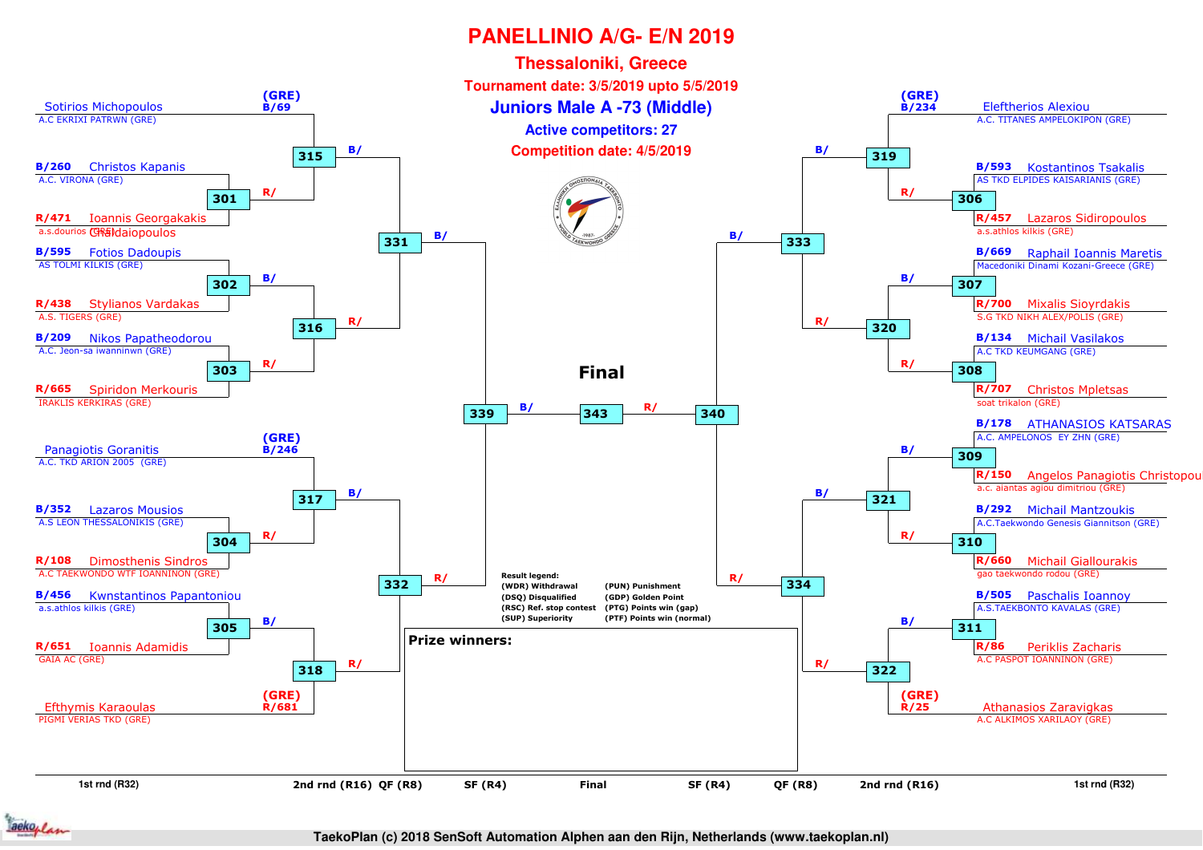# PANELLINIO A/G- E/N 2019

## Thessaloniki, Greece

**Tournament date: 3/5/2019 upto 5/5/2019**

## Juniors Male A -73 (Middle)

**Active competitors: 27**

**Competition date: 4/5/2019**

### Left side of bracket

| Seed | Competitor | Club | 1st rnd match | 2nd rnd match | QF match | SF match |
|---|---|---|---|---|---|---|
| (GRE) B/69 | Sotirios Michopoulos | A.C EKRIXI PATRWN (GRE) | | 315 | 331 | 339 |
| B/260 | Christos Kapanis | A.C. VIRONA (GRE) | 301 | 315 | 331 | 339 |
| R/471 | Ioannis Georgakakis | a.s.dourios (GRE) Chaldaiopoulos | 301 | 315 | 331 | 339 |
| B/595 | Fotios Dadoupis | AS TOLMI KILKIS (GRE) | 302 | 316 | 331 | 339 |
| R/438 | Stylianos Vardakas | A.S. TIGERS (GRE) | 302 | 316 | 331 | 339 |
| B/209 | Nikos Papatheodorou | A.C. Jeon-sa iwanninwn (GRE) | 303 | 316 | 331 | 339 |
| R/665 | Spiridon Merkouris | IRAKLIS KERKIRAS (GRE) | 303 | 316 | 331 | 339 |
| (GRE) B/246 | Panagiotis Goranitis | A.C. TKD ARION 2005 (GRE) | | 317 | 332 | 339 |
| B/352 | Lazaros Mousios | A.S LEON THESSALONIKIS (GRE) | 304 | 317 | 332 | 339 |
| R/108 | Dimosthenis Sindros | A.C TAEKWONDO WTF IOANNINON (GRE) | 304 | 317 | 332 | 339 |
| B/456 | Kwnstantinos Papantoniou | a.s.athlos kilkis (GRE) | 305 | 318 | 332 | 339 |
| R/651 | Ioannis Adamidis | GAIA AC (GRE) | 305 | 318 | 332 | 339 |
| (GRE) R/681 | Efthymis Karaoulas | PIGMI VERIAS TKD (GRE) | | 318 | 332 | 339 |

### Right side of bracket

| Seed | Competitor | Club | 1st rnd match | 2nd rnd match | QF match | SF match |
|---|---|---|---|---|---|---|
| (GRE) B/234 | Eleftherios Alexiou | A.C. TITANES AMPELOKIPON (GRE) | | 319 | 333 | 340 |
| B/593 | Kostantinos Tsakalis | AS TKD ELPIDES KAISARIANIS (GRE) | 306 | 319 | 333 | 340 |
| R/457 | Lazaros Sidiropoulos | a.s.athlos kilkis (GRE) | 306 | 319 | 333 | 340 |
| B/669 | Raphail Ioannis Maretis | Macedoniki Dinami Kozani-Greece (GRE) | 307 | 320 | 333 | 340 |
| R/700 | Mixalis Sioyrdakis | S.G TKD NIKH ALEX/POLIS (GRE) | 307 | 320 | 333 | 340 |
| B/134 | Michail Vasilakos | A.C TKD KEUMGANG (GRE) | 308 | 320 | 333 | 340 |
| R/707 | Christos Mpletsas | soat trikalon (GRE) | 308 | 320 | 333 | 340 |
| B/178 | ATHANASIOS KATSARAS | A.C. AMPELONOS EY ZHN (GRE) | 309 | 321 | 334 | 340 |
| R/150 | Angelos Panagiotis Christopou | a.c. aiantas agiou dimitriou (GRE) | 309 | 321 | 334 | 340 |
| B/292 | Michail Mantzoukis | A.C.Taekwondo Genesis Giannitson (GRE) | 310 | 321 | 334 | 340 |
| R/660 | Michail Giallourakis | gao taekwondo rodou (GRE) | 310 | 321 | 334 | 340 |
| B/505 | Paschalis Ioannoy | A.S.TAEKBONTO KAVALAS (GRE) | 311 | 322 | 334 | 340 |
| R/86 | Periklis Zacharis | A.C PASPOT IOANNINON (GRE) | 311 | 322 | 334 | 340 |
| (GRE) R/25 | Athanasios Zaravigkas | A.C ALKIMOS XARILAOY (GRE) | | 322 | 334 | 340 |

**Final**: 343 (B/ 339 vs R/ 340)

Rounds: 1st rnd (R32) | 2nd rnd (R16) | QF (R8) | SF (R4) | Final | SF (R4) | QF (R8) | 2nd rnd (R16) | 1st rnd (R32)

**Result legend:**

| | |
|---|---|
| (WDR) Withdrawal | (PUN) Punishment |
| (DSQ) Disqualified | (GDP) Golden Point |
| (RSC) Ref. stop contest | (PTG) Points win (gap) |
| (SUP) Superiority | (PTF) Points win (normal) |

**Prize winners:**

TaekoPlan (c) 2018 SenSoft Automation Alphen aan den Rijn, Netherlands (www.taekoplan.nl)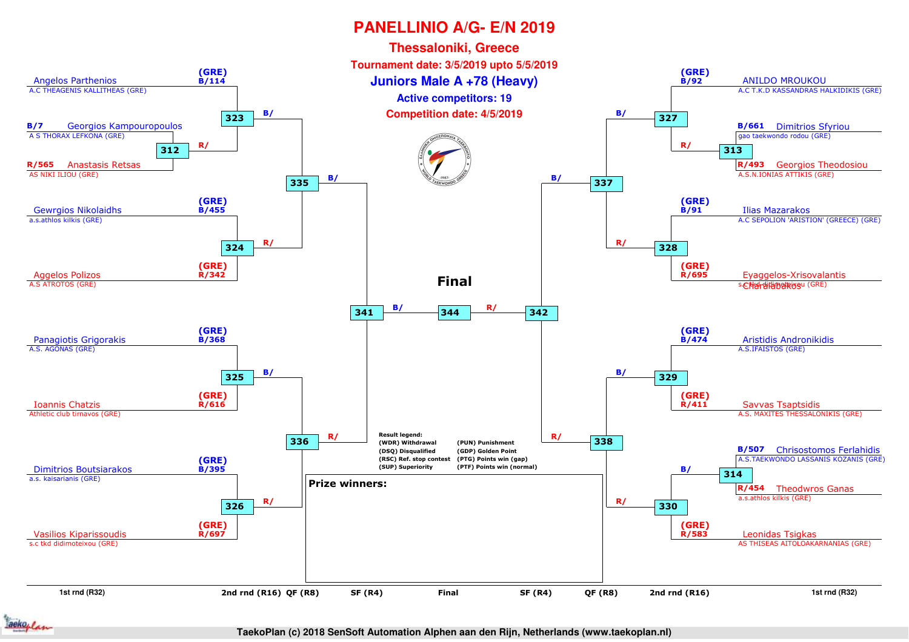# PANELLINIO A/G- E/N 2019

## Thessaloniki, Greece

**Tournament date: 3/5/2019 upto 5/5/2019**

## Juniors Male A +78 (Heavy)

**Active competitors: 19**

**Competition date: 4/5/2019**

### Left side

| Competitor | Club | Code |
|---|---|---|
| Angelos Parthenios | A.C THEAGENIS KALLITHEAS (GRE) | (GRE) B/114 |
| Georgios Kampouropoulos | A S THORAX LEFKONA (GRE) | B/7 |
| Anastasis Retsas | AS NIKI ILIOU (GRE) | R/565 |
| Gewrgios Nikolaidhs | a.s.athlos kilkis (GRE) | (GRE) B/455 |
| Aggelos Polizos | A.S ATROTOS (GRE) | (GRE) R/342 |
| Panagiotis Grigorakis | A.S. AGONAS (GRE) | (GRE) B/368 |
| Ioannis Chatzis | Athletic club tirnavos (GRE) | (GRE) R/616 |
| Dimitrios Boutsiarakos | a.s. kaisarianis (GRE) | (GRE) B/395 |
| Vasilios Kiparissoudis | s.c tkd didimoteixou (GRE) | (GRE) R/697 |

Matches: 312 (Kampouropoulos B/7 vs Retsas R/565); 323 (B/ vs R/ winner 312); 324 (Nikolaidhs vs Polizos); 325 (Grigorakis vs Chatzis); 326 (Boutsiarakos vs Kiparissoudis); 335 (B/ winner 323 vs R/ winner 324); 336 (B/ winner 325 vs R/ winner 326); 341 (winner 335 vs winner 336)

### Right side

| Competitor | Club | Code |
|---|---|---|
| ANILDO MROUKOU | A.C T.K.D KASSANDRAS HALKIDIKIS (GRE) | (GRE) B/92 |
| Dimitrios Sfyriou | gao taekwondo rodou (GRE) | B/661 |
| Georgios Theodosiou | A.S.N.IONIAS ATTIKIS (GRE) | R/493 |
| Ilias Mazarakos | A.C SEPOLION 'ARISTION' (GREECE) (GRE) | (GRE) B/91 |
| Eyaggelos-Xrisovalantis Charalabakos | s.c tkd didimoteixou (GRE) | (GRE) R/695 |
| Aristidis Andronikidis | A.S.IFAISTOS (GRE) | (GRE) B/474 |
| Savvas Tsaptsidis | A.S. MAXITES THESSALONIKIS (GRE) | (GRE) R/411 |
| Chrisostomos Ferlahidis | A.S.TAEKWONDO LASSANIS KOZANIS (GRE) | B/507 |
| Theodwros Ganas | a.s.athlos kilkis (GRE) | R/454 |
| Leonidas Tsigkas | AS THISEAS AITOLOAKARNANIAS (GRE) | (GRE) R/583 |

Matches: 313 (Sfyriou B/661 vs Theodosiou R/493); 327 (B/ vs R/ winner 313); 328 (Mazarakos vs Charalabakos); 329 (Andronikidis vs Tsaptsidis); 314 (Ferlahidis B/507 vs Ganas R/454); 330 (B/ winner 314 vs R/ Tsigkas); 337 (B/ winner 327 vs R/ winner 328); 338 (B/ winner 329 vs R/ winner 330); 342 (winner 337 vs winner 338)

### Final

344: B/ winner 341 vs R/ winner 342

**Result legend:**

- (WDR) Withdrawal
- (DSQ) Disqualified
- (RSC) Ref. stop contest
- (SUP) Superiority
- (PUN) Punishment
- (GDP) Golden Point
- (PTG) Points win (gap)
- (PTF) Points win (normal)

**Prize winners:**

1st rnd (R32) | 2nd rnd (R16) | QF (R8) | SF (R4) | Final | SF (R4) | QF (R8) | 2nd rnd (R16) | 1st rnd (R32)

TaekoPlan (c) 2018 SenSoft Automation Alphen aan den Rijn, Netherlands (www.taekoplan.nl)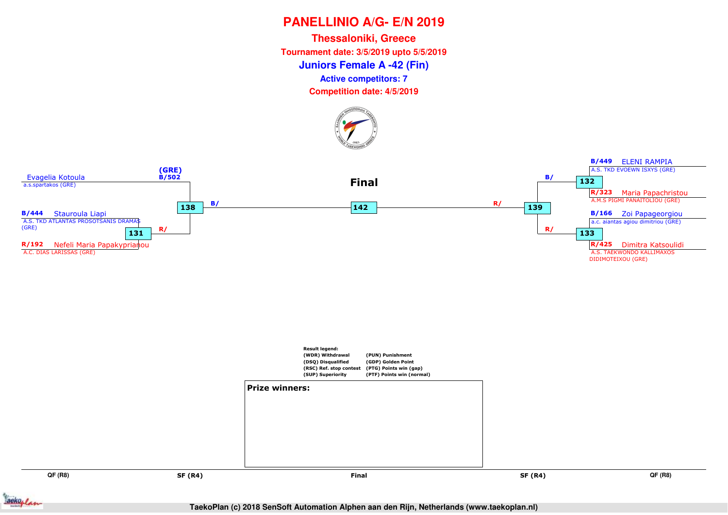# PANELLINIO A/G- E/N 2019

## Thessaloniki, Greece

**Tournament date: 3/5/2019 upto 5/5/2019**

## Juniors Female A -42 (Fin)

**Active competitors: 7**

**Competition date: 4/5/2019**

### Final

**Left side:**

- Evagelia Kotoula — a.s.spartakos (GRE) — (GRE) B/502
- B/444 Stauroula Liapi — A.S. TKD ATLANTAS PROSOTSANIS DRAMAS (GRE)
- R/192 Nefeli Maria Papakyprianou — A.C. DIAS LARISSAS (GRE)

Match 131: Stauroula Liapi vs Nefeli Maria Papakyprianou → R/

Match 138: Evagelia Kotoula vs winner 131 → B/

**Right side:**

- B/449 ELENI RAMPIA — A.S. TKD EVOEWN ISXYS (GRE)
- R/323 Maria Papachristou — A.M.S PIGMI PANAITOLIOU (GRE)
- B/166 Zoi Papageorgiou — a.c. aiantas agiou dimitriou (GRE)
- R/425 Dimitra Katsoulidi — A.S. TAEKWONDO KALLIMAXOS DIDIMOTEIXOU (GRE)

Match 132: ELENI RAMPIA vs Maria Papachristou → B/

Match 133: Zoi Papageorgiou vs Dimitra Katsoulidi → R/

Match 139: winner 132 vs winner 133 → R/

**Final — Match 142:** winner 138 (B/) vs winner 139 (R/)

QF (R8) | SF (R4) | Final | SF (R4) | QF (R8)

**Result legend:**

| | |
|---|---|
| (WDR) Withdrawal | (PUN) Punishment |
| (DSQ) Disqualified | (GDP) Golden Point |
| (RSC) Ref. stop contest | (PTG) Points win (gap) |
| (SUP) Superiority | (PTF) Points win (normal) |

**Prize winners:**

TaekoPlan (c) 2018 SenSoft Automation Alphen aan den Rijn, Netherlands (www.taekoplan.nl)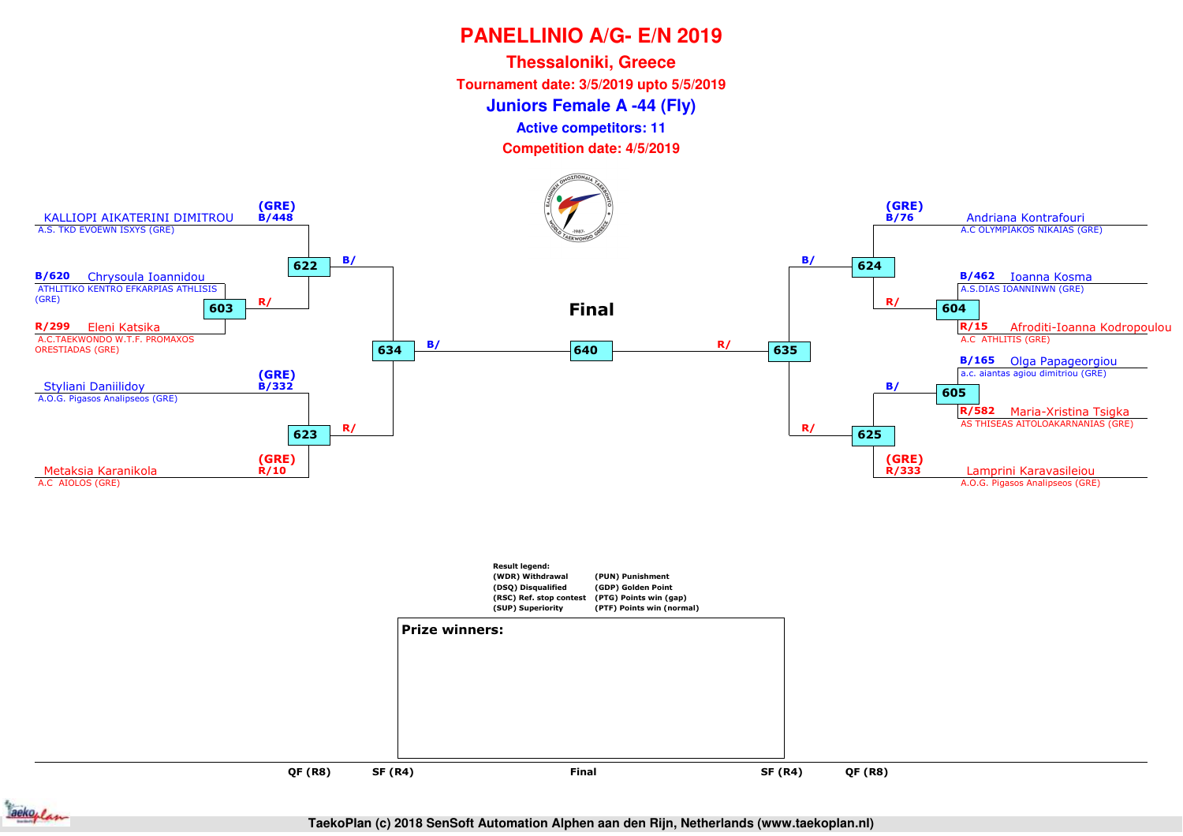# PANELLINIO A/G- E/N 2019

## Thessaloniki, Greece

**Tournament date: 3/5/2019 upto 5/5/2019**

## Juniors Female A -44 (Fly)

**Active competitors: 11**

**Competition date: 4/5/2019**

### Left side of bracket

| Competitor | Club | Code | Match |
|---|---|---|---|
| KALLIOPI AIKATERINI DIMITROU | A.S. TKD EVOEWN ISXYS (GRE) | (GRE) B/448 | 622 (B/) |
| Chrysoula Ioannidou | ATHLITIKO KENTRO EFKARPIAS ATHLISIS (GRE) | B/620 | 603 (B/) |
| Eleni Katsika | A.C.TAEKWONDO W.T.F. PROMAXOS ORESTIADAS (GRE) | R/299 | 603 (R/) |
| Styliani Daniilidoy | A.O.G. Pigasos Analipseos (GRE) | (GRE) B/332 | 623 (B/) |
| Metaksia Karanikola | A.C AIOLOS (GRE) | (GRE) R/10 | 623 (R/) |

- Winner of 603 → 622 (R/)
- Winner of 622 → 634 (B/)
- Winner of 623 → 634 (R/)
- Winner of 634 → 640 (B/)

### Right side of bracket

| Competitor | Club | Code | Match |
|---|---|---|---|
| Andriana Kontrafouri | A.C OLYMPIAKOS NIKAIAS (GRE) | (GRE) B/76 | 624 (B/) |
| Ioanna Kosma | A.S.DIAS IOANNINWN (GRE) | B/462 | 604 (B/) |
| Afroditi-Ioanna Kodropoulou | A.C ATHLITIS (GRE) | R/15 | 604 (R/) |
| Olga Papageorgiou | a.c. aiantas agiou dimitriou (GRE) | B/165 | 605 (B/) |
| Maria-Xristina Tsigka | AS THISEAS AITOLOAKARNANIAS (GRE) | R/582 | 605 (R/) |
| Lamprini Karavasileiou | A.O.G. Pigasos Analipseos (GRE) | (GRE) R/333 | 625 (R/) |

- Winner of 604 → 624 (R/)
- Winner of 605 → 625 (B/)
- Winner of 624 → 635 (B/)
- Winner of 625 → 635 (R/)
- Winner of 635 → 640 (R/)

### Final

**640**

QF (R8) — SF (R4) — Final — SF (R4) — QF (R8)

**Result legend:**

- (WDR) Withdrawal
- (DSQ) Disqualified
- (RSC) Ref. stop contest
- (SUP) Superiority
- (PUN) Punishment
- (GDP) Golden Point
- (PTG) Points win (gap)
- (PTF) Points win (normal)

**Prize winners:**

TaekoPlan (c) 2018 SenSoft Automation Alphen aan den Rijn, Netherlands (www.taekoplan.nl)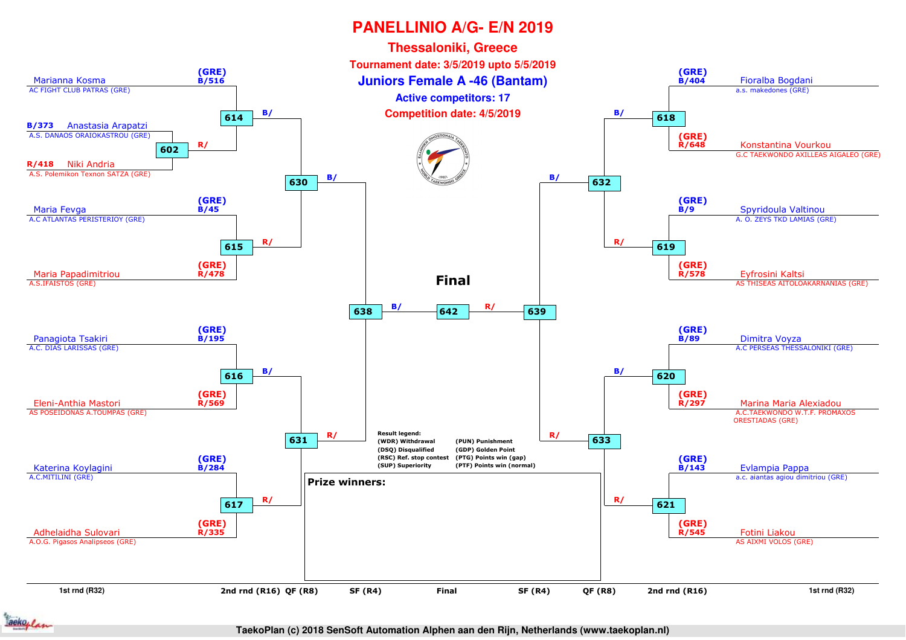# PANELLINIO A/G- E/N 2019

## Thessaloniki, Greece

**Tournament date: 3/5/2019 upto 5/5/2019**

## Juniors Female A -46 (Bantam)

**Active competitors: 17**

**Competition date: 4/5/2019**

### Left side of bracket

| Competitor | Club | Country/No. | Match |
|---|---|---|---|
| Marianna Kosma | AC FIGHT CLUB PATRAS (GRE) | (GRE) B/516 | 614 |
| Anastasia Arapatzi | A.S. DANAOS ORAIOKASTROU (GRE) | B/373 | 602 |
| Niki Andria | A.S. Polemikon Texnon SATZA (GRE) | R/418 | 602 |
| Maria Fevga | A.C ATLANTAS PERISTERIOY (GRE) | (GRE) B/45 | 615 |
| Maria Papadimitriou | A.S.IFAISTOS (GRE) | (GRE) R/478 | 615 |
| Panagiota Tsakiri | A.C. DIAS LARISSAS (GRE) | (GRE) B/195 | 616 |
| Eleni-Anthia Mastori | AS POSEIDONAS A.TOUMPAS (GRE) | (GRE) R/569 | 616 |
| Katerina Koylagini | A.C.MITILINI (GRE) | (GRE) B/284 | 617 |
| Adhelaidha Sulovari | A.O.G. Pigasos Analipseos (GRE) | (GRE) R/335 | 617 |

Match flow: 602 (winner R/) → 614; 614 (B/) and 615 (R/) → 630; 616 (B/) and 617 (R/) → 631; 630 (B/) and 631 (R/) → 638.

### Right side of bracket

| Competitor | Club | Country/No. | Match |
|---|---|---|---|
| Fioralba Bogdani | a.s. makedones (GRE) | (GRE) B/404 | 618 |
| Konstantina Vourkou | G.C TAEKWONDO AXILLEAS AIGALEO (GRE) | (GRE) R/648 | 618 |
| Spyridoula Valtinou | A. O. ZEYS TKD LAMIAS (GRE) | (GRE) B/9 | 619 |
| Eyfrosini Kaltsi | AS THISEAS AITOLOAKARNANIAS (GRE) | (GRE) R/578 | 619 |
| Dimitra Voyza | A.C PERSEAS THESSALONIKI (GRE) | (GRE) B/89 | 620 |
| Marina Maria Alexiadou | A.C.TAEKWONDO W.T.F. PROMAXOS ORESTIADAS (GRE) | (GRE) R/297 | 620 |
| Evlampia Pappa | a.c. aiantas agiou dimitriou (GRE) | (GRE) B/143 | 621 |
| Fotini Liakou | AS AIXMI VOLOS (GRE) | (GRE) R/545 | 621 |

Match flow: 618 (B/) and 619 (R/) → 632; 620 (B/) and 621 (R/) → 633; 632 (B/) and 633 (R/) → 639.

### Final

638 (B/) — **642** — 639 (R/)

**Result legend:**

- (WDR) Withdrawal
- (DSQ) Disqualified
- (RSC) Ref. stop contest
- (SUP) Superiority
- (PUN) Punishment
- (GDP) Golden Point
- (PTG) Points win (gap)
- (PTF) Points win (normal)

**Prize winners:**

1st rnd (R32) | 2nd rnd (R16) | QF (R8) | SF (R4) | Final | SF (R4) | QF (R8) | 2nd rnd (R16) | 1st rnd (R32)

TaekoPlan (c) 2018 SenSoft Automation Alphen aan den Rijn, Netherlands (www.taekoplan.nl)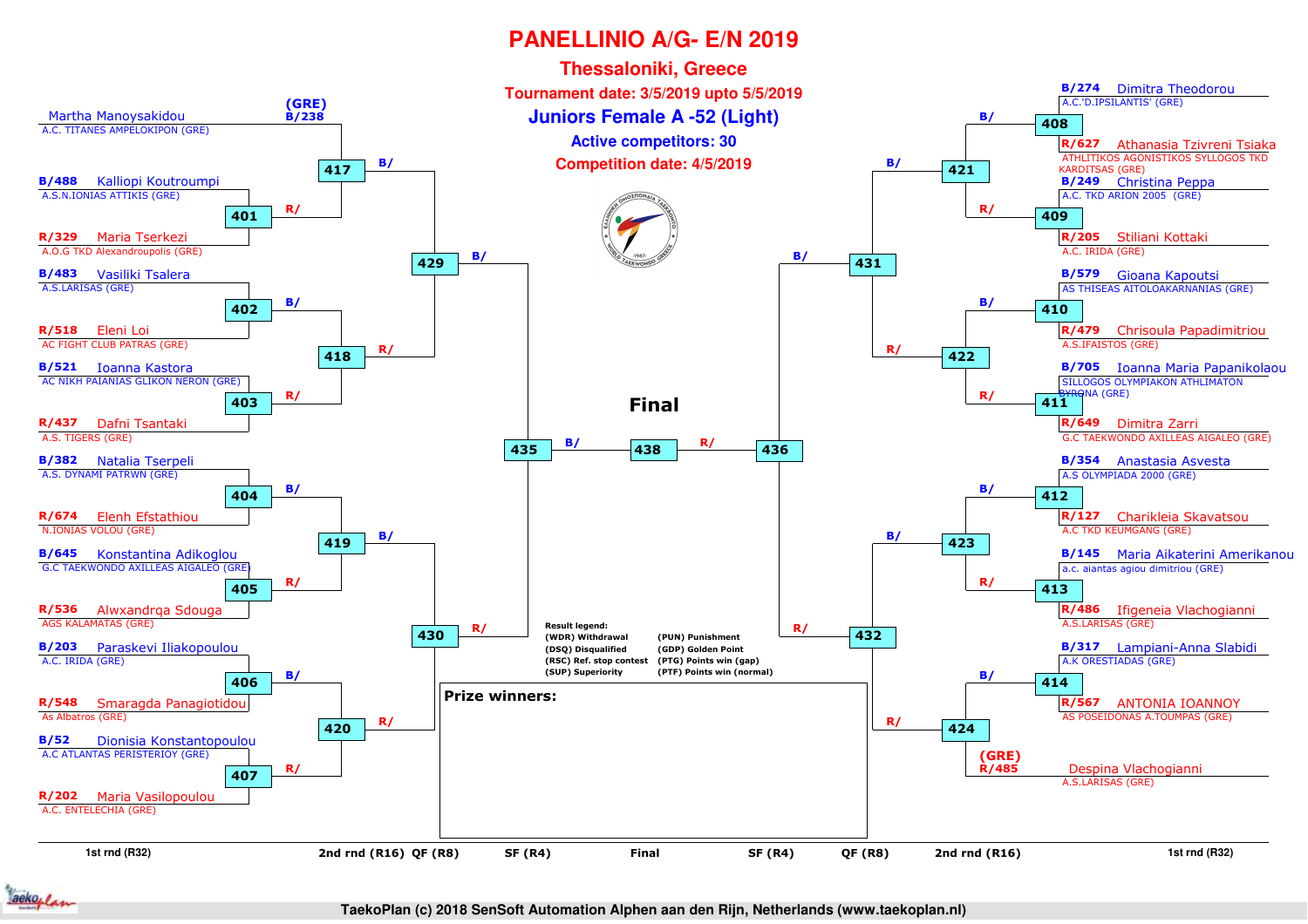# PANELLINIO A/G- E/N 2019

## Thessaloniki, Greece

**Tournament date: 3/5/2019 upto 5/5/2019**

## Juniors Female A -52 (Light)

**Active competitors: 30**

**Competition date: 4/5/2019**

### Left bracket

| Competitor | Club | Match (R32) | Match (R16) | QF (R8) | SF (R4) |
|---|---|---|---|---|---|
| (GRE) B/238 Martha Manoysakidou | A.C. TITANES AMPELOKIPON (GRE) | | 417 | 429 | 435 |
| B/488 Kalliopi Koutroumpi | A.S.N.IONIAS ATTIKIS (GRE) | 401 | 417 | 429 | 435 |
| R/329 Maria Tserkezi | A.O.G TKD Alexandroupolis (GRE) | 401 | 417 | 429 | 435 |
| B/483 Vasiliki Tsalera | A.S.LARISAS (GRE) | 402 | 418 | 429 | 435 |
| R/518 Eleni Loi | AC FIGHT CLUB PATRAS (GRE) | 402 | 418 | 429 | 435 |
| B/521 Ioanna Kastora | AC NIKH PAIANIAS GLIKON NERON (GRE) | 403 | 418 | 429 | 435 |
| R/437 Dafni Tsantaki | A.S. TIGERS (GRE) | 403 | 418 | 429 | 435 |
| B/382 Natalia Tserpeli | A.S. DYNAMI PATRWN (GRE) | 404 | 419 | 430 | 435 |
| R/674 Elenh Efstathiou | N.IONIAS VOLOU (GRE) | 404 | 419 | 430 | 435 |
| B/645 Konstantina Adikoglou | G.C TAEKWONDO AXILLEAS AIGALEO (GRE) | 405 | 419 | 430 | 435 |
| R/536 Alwxandrqa Sdouga | AGS KALAMATAS (GRE) | 405 | 419 | 430 | 435 |
| B/203 Paraskevi Iliakopoulou | A.C. IRIDA (GRE) | 406 | 420 | 430 | 435 |
| R/548 Smaragda Panagiotidou | As Albatros (GRE) | 406 | 420 | 430 | 435 |
| B/52 Dionisia Konstantopoulou | A.C ATLANTAS PERISTERIOY (GRE) | 407 | 420 | 430 | 435 |
| R/202 Maria Vasilopoulou | A.C. ENTELECHIA (GRE) | 407 | 420 | 430 | 435 |

### Right bracket

| Competitor | Club | Match (R32) | Match (R16) | QF (R8) | SF (R4) |
|---|---|---|---|---|---|
| B/274 Dimitra Theodorou | A.C.'D.IPSILANTIS' (GRE) | 408 | 421 | 431 | 436 |
| R/627 Athanasia Tzivreni Tsiaka | ATHLITIKOS AGONISTIKOS SYLLOGOS TKD KARDITSAS (GRE) | 408 | 421 | 431 | 436 |
| B/249 Christina Peppa | A.C. TKD ARION 2005 (GRE) | 409 | 421 | 431 | 436 |
| R/205 Stiliani Kottaki | A.C. IRIDA (GRE) | 409 | 421 | 431 | 436 |
| B/579 Gioana Kapoutsi | AS THISEAS AITOLOAKARNANIAS (GRE) | 410 | 422 | 431 | 436 |
| R/479 Chrisoula Papadimitriou | A.S.IFAISTOS (GRE) | 410 | 422 | 431 | 436 |
| B/705 Ioanna Maria Papanikolaou | SILLOGOS OLYMPIAKON ATHLIMATON BYRONA (GRE) | 411 | 422 | 431 | 436 |
| R/649 Dimitra Zarri | G.C TAEKWONDO AXILLEAS AIGALEO (GRE) | 411 | 422 | 431 | 436 |
| B/354 Anastasia Asvesta | A.S OLYMPIADA 2000 (GRE) | 412 | 423 | 432 | 436 |
| R/127 Charikleia Skavatsou | A.C TKD KEUMGANG (GRE) | 412 | 423 | 432 | 436 |
| B/145 Maria Aikaterini Amerikanou | a.c. aiantas agiou dimitriou (GRE) | 413 | 423 | 432 | 436 |
| R/486 Ifigeneia Vlachogianni | A.S.LARISAS (GRE) | 413 | 423 | 432 | 436 |
| B/317 Lampiani-Anna Slabidi | A.K ORESTIADAS (GRE) | 414 | 424 | 432 | 436 |
| R/567 ANTONIA IOANNOY | AS POSEIDONAS A.TOUMPAS (GRE) | 414 | 424 | 432 | 436 |
| (GRE) R/485 Despina Vlachogianni | A.S.LARISAS (GRE) | | 424 | 432 | 436 |

### Final

435 B/ — 438 — R/ 436

**Result legend:**
- (WDR) Withdrawal
- (DSQ) Disqualified
- (RSC) Ref. stop contest
- (SUP) Superiority
- (PUN) Punishment
- (GDP) Golden Point
- (PTG) Points win (gap)
- (PTF) Points win (normal)

**Prize winners:**

1st rnd (R32) | 2nd rnd (R16) | QF (R8) | SF (R4) | Final | SF (R4) | QF (R8) | 2nd rnd (R16) | 1st rnd (R32)

TaekoPlan (c) 2018 SenSoft Automation Alphen aan den Rijn, Netherlands (www.taekoplan.nl)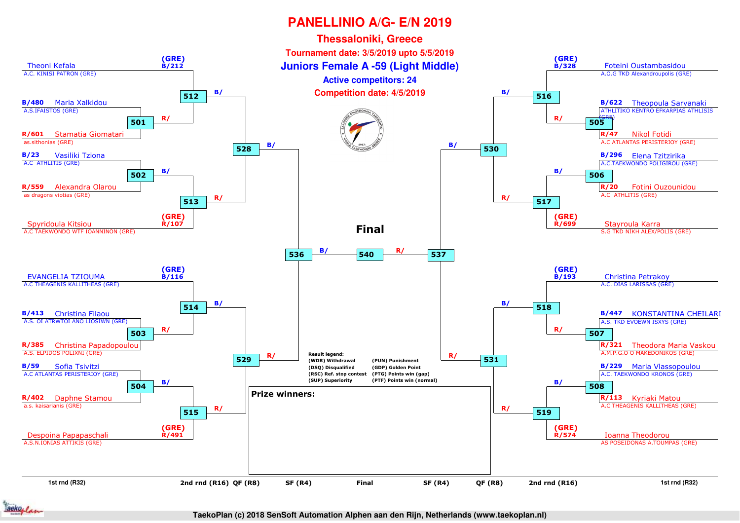# PANELLINIO A/G- E/N 2019

## Thessaloniki, Greece

**Tournament date: 3/5/2019 upto 5/5/2019**

## Juniors Female A -59 (Light Middle)

**Active competitors: 24**

**Competition date: 4/5/2019**

### Left side of bracket

| 1st rnd (R32) | 2nd rnd (R16) | QF (R8) | SF (R4) |
|---|---|---|---|
| (GRE) B/212 Theoni Kefala – A.C. KINISI PATRON (GRE) | 512 | 528 | 536 |
| B/480 Maria Xalkidou – A.S.IFAISTOS (GRE) vs R/601 Stamatia Giomatari – as.sithonias (GRE) | 501 → 512 | | |
| B/23 Vasiliki Tziona – A.C ATHLITIS (GRE) vs R/559 Alexandra Olarou – as dragons viotias (GRE) | 502 → 513 | | |
| (GRE) R/107 Spyridoula Kitsiou – A.C TAEKWONDO WTF IOANNINON (GRE) | 513 | 528 | |
| (GRE) B/116 EVANGELIA TZIOUMA – A.C THEAGENIS KALLITHEAS (GRE) | 514 | 529 | 536 |
| B/413 Christina Filaou – A.S. OI ATRWTOI ANO LIOSIWN (GRE) vs R/385 Christina Papadopoulou – A.S. ELPIDOS POLIXNI (GRE) | 503 → 514 | | |
| B/59 Sofia Tsivitzi – A.C ATLANTAS PERISTERIOY (GRE) vs R/402 Daphne Stamou – a.s. kaisarianis (GRE) | 504 → 515 | | |
| (GRE) R/491 Despoina Papapaschali – A.S.N.IONIAS ATTIKIS (GRE) | 515 | 529 | |

### Right side of bracket

| 1st rnd (R32) | 2nd rnd (R16) | QF (R8) | SF (R4) |
|---|---|---|---|
| (GRE) B/328 Foteini Oustambasidou – A.O.G TKD Alexandroupolis (GRE) | 516 | 530 | 537 |
| B/622 Theopoula Sarvanaki – ATHLITIKO KENTRO EFKARPIAS ATHLISIS (GRE) vs R/47 Nikol Fotidi – A.C ATLANTAS PERISTERIOY (GRE) | 505 → 516 | | |
| B/296 Elena Tzitzirika – A.C.TAEKWONDO POLIGIROU (GRE) vs R/20 Fotini Ouzounidou – A.C ATHLITIS (GRE) | 506 → 517 | | |
| (GRE) R/699 Stayroula Karra – S.G TKD NIKH ALEX/POLIS (GRE) | 517 | 530 | |
| (GRE) B/193 Christina Petrakoy – A.C. DIAS LARISSAS (GRE) | 518 | 531 | 537 |
| B/447 KONSTANTINA CHEILARI – A.S. TKD EVOEWN ISXYS (GRE) vs R/321 Theodora Maria Vaskou – A.M.P.G.O O MAKEDONIKOS (GRE) | 507 → 518 | | |
| B/229 Maria Vlassopoulou – A.C. TAEKWONDO KRONOS (GRE) vs R/113 Kyriaki Matou – A.C THEAGENIS KALLITHEAS (GRE) | 508 → 519 | | |
| (GRE) R/574 Ioanna Theodorou – AS POSEIDONAS A.TOUMPAS (GRE) | 519 | 531 | |

### Final

536 (B/) – **540** – (R/) 537

**Result legend:**

- (WDR) Withdrawal
- (DSQ) Disqualified
- (RSC) Ref. stop contest
- (SUP) Superiority
- (PUN) Punishment
- (GDP) Golden Point
- (PTG) Points win (gap)
- (PTF) Points win (normal)

**Prize winners:**

TaekoPlan (c) 2018 SenSoft Automation Alphen aan den Rijn, Netherlands (www.taekoplan.nl)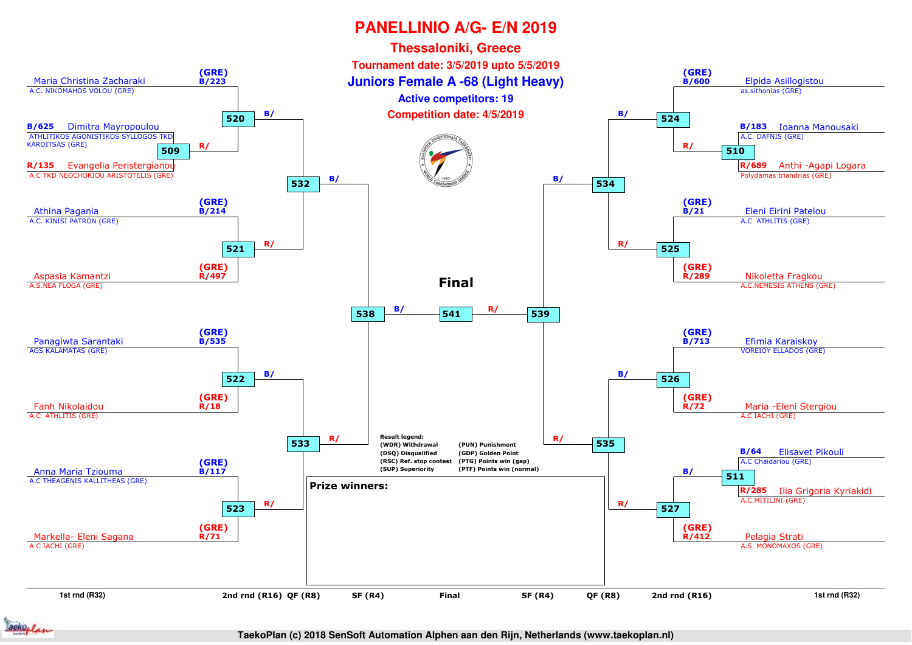# PANELLINIO A/G- E/N 2019

## Thessaloniki, Greece

**Tournament date: 3/5/2019 upto 5/5/2019**

## Juniors Female A -68 (Light Heavy)

**Active competitors: 19**

**Competition date: 4/5/2019**

### Left side

1st rnd (R32) / 2nd rnd (R16)

- Maria Christina Zacharaki — A.C. NIKOMAHOS VOLOU (GRE) — (GRE) B/223
- B/625 Dimitra Mayropoulou — ATHLITIKOS AGONISTIKOS SYLLOGOS TKD KARDITSAS (GRE)
- R/135 Evangelia Peristergianou — A.C TKD NEOCHORIOU ARISTOTELIS (GRE)
- Match 509: B/ vs R/ → R/ to match 520
- Match 520: B/ → 532
- Athina Pagania — A.C. KINISI PATRON (GRE) — (GRE) B/214
- Aspasia Kamantzi — A.S.NEA FLOGA (GRE) — (GRE) R/497
- Match 521: R/ → 532
- Match 532: B/ → 538
- Panagiwta Sarantaki — AGS KALAMATAS (GRE) — (GRE) B/535
- Fanh Nikolaidou — A.C ATHLITIS (GRE) — (GRE) R/18
- Match 522: B/ → 533
- Anna Maria Tziouma — A.C THEAGENIS KALLITHEAS (GRE) — (GRE) B/117
- Markella- Eleni Sagana — A.C IACHI (GRE) — (GRE) R/71
- Match 523: R/ → 533
- Match 533: R/ → 538

### Final

- Match 538: B/
- Match 541 (Final)
- Match 539: R/

### Right side

- Elpida Asillogistou — as.sithonias (GRE) — (GRE) B/600
- B/183 Ioanna Manousaki — A.C. DAFNIS (GRE)
- R/689 Anthi -Agapi Logara — Polydamas triandrias (GRE)
- Match 510: R/ → 524
- Match 524: B/ → 534
- Eleni Eirini Patelou — A.C ATHLITIS (GRE) — (GRE) B/21
- Nikoletta Fragkou — A.C.NEMESIS ATHENS (GRE) — (GRE) R/289
- Match 525: R/ → 534
- Match 534: B/ → 539
- Efimia Karaiskoy — VOREIOY ELLADOS (GRE) — (GRE) B/713
- Maria -Eleni Stergiou — A.C IACHI (GRE) — (GRE) R/72
- Match 526: B/ → 535
- B/64 Elisavet Pikouli — A.C Chaidariou (GRE)
- R/285 Ilia Grigoria Kyriakidi — A.C.MITILINI (GRE)
- Match 511: B/ → 527
- Pelagia Strati — A.S. MONOMAXOS (GRE) — (GRE) R/412
- Match 527: R/ → 535
- Match 535: R/ → 539

**Result legend:**

- (WDR) Withdrawal
- (DSQ) Disqualified
- (RSC) Ref. stop contest
- (SUP) Superiority
- (PUN) Punishment
- (GDP) Golden Point
- (PTG) Points win (gap)
- (PTF) Points win (normal)

**Prize winners:**

1st rnd (R32) | 2nd rnd (R16) | QF (R8) | SF (R4) | Final | SF (R4) | QF (R8) | 2nd rnd (R16) | 1st rnd (R32)

TaekoPlan (c) 2018 SenSoft Automation Alphen aan den Rijn, Netherlands (www.taekoplan.nl)